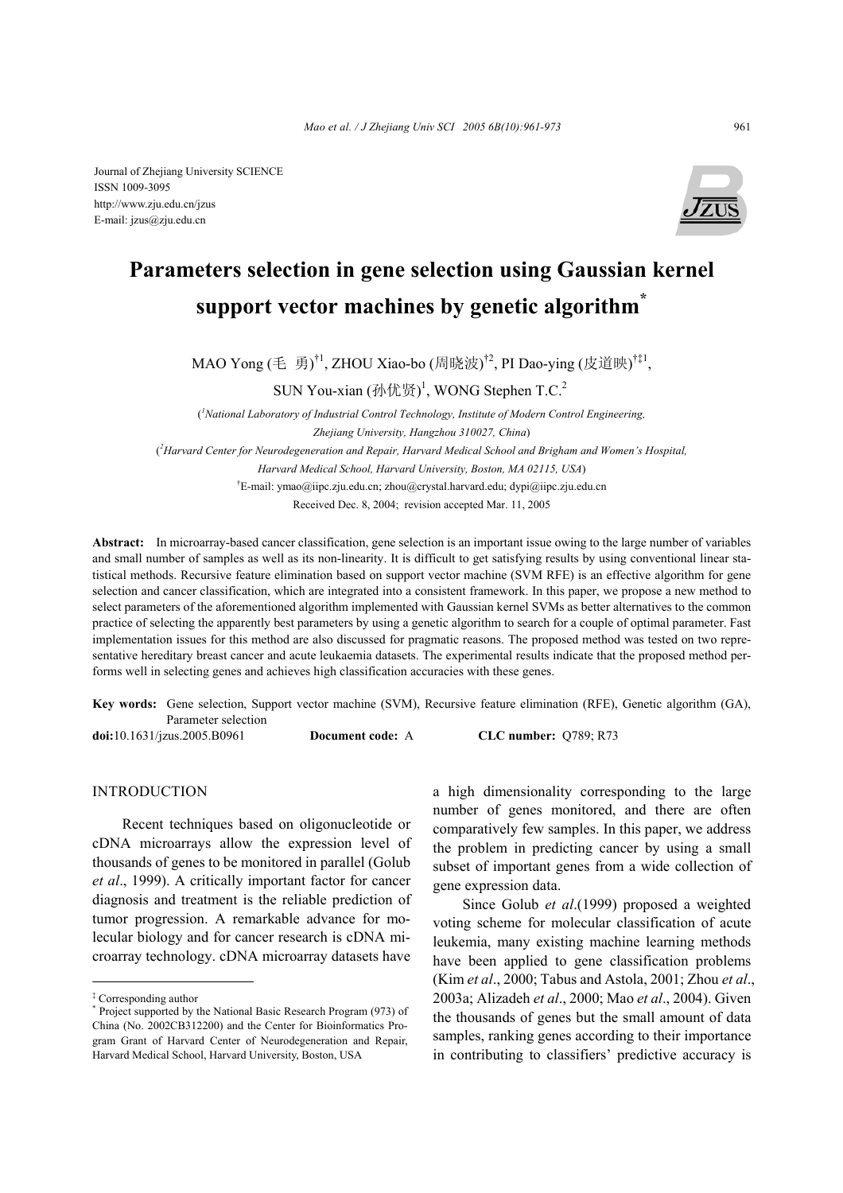Journal of Zhejiang University SCIENCE
ISSN 1009-3095
http://www.zju.edu.cn/jzus
E-mail: jzus@zju.edu.cn

# Parameters selection in gene selection using Gaussian kernel support vector machines by genetic algorithm*

MAO Yong (毛 勇)[†1], ZHOU Xiao-bo (周晓波)[†2], PI Dao-ying (皮道映)[†‡1], SUN You-xian (孙优贤)[1], WONG Stephen T.C.[2]

([1]*National Laboratory of Industrial Control Technology, Institute of Modern Control Engineering, Zhejiang University, Hangzhou 310027, China*)

([2]*Harvard Center for Neurodegeneration and Repair, Harvard Medical School and Brigham and Women's Hospital, Harvard Medical School, Harvard University, Boston, MA 02115, USA*)

[†]E-mail: ymao@iipc.zju.edu.cn; zhou@crystal.harvard.edu; dypi@iipc.zju.edu.cn

Received Dec. 8, 2004; revision accepted Mar. 11, 2005

**Abstract:** In microarray-based cancer classification, gene selection is an important issue owing to the large number of variables and small number of samples as well as its non-linearity. It is difficult to get satisfying results by using conventional linear statistical methods. Recursive feature elimination based on support vector machine (SVM RFE) is an effective algorithm for gene selection and cancer classification, which are integrated into a consistent framework. In this paper, we propose a new method to select parameters of the aforementioned algorithm implemented with Gaussian kernel SVMs as better alternatives to the common practice of selecting the apparently best parameters by using a genetic algorithm to search for a couple of optimal parameter. Fast implementation issues for this method are also discussed for pragmatic reasons. The proposed method was tested on two representative hereditary breast cancer and acute leukaemia datasets. The experimental results indicate that the proposed method performs well in selecting genes and achieves high classification accuracies with these genes.

**Key words:** Gene selection, Support vector machine (SVM), Recursive feature elimination (RFE), Genetic algorithm (GA), Parameter selection

**doi:**10.1631/jzus.2005.B0961 **Document code:** A **CLC number:** Q789; R73

## INTRODUCTION

Recent techniques based on oligonucleotide or cDNA microarrays allow the expression level of thousands of genes to be monitored in parallel (Golub *et al*., 1999). A critically important factor for cancer diagnosis and treatment is the reliable prediction of tumor progression. A remarkable advance for molecular biology and for cancer research is cDNA microarray technology. cDNA microarray datasets have a high dimensionality corresponding to the large number of genes monitored, and there are often comparatively few samples. In this paper, we address the problem in predicting cancer by using a small subset of important genes from a wide collection of gene expression data.

Since Golub *et al*.(1999) proposed a weighted voting scheme for molecular classification of acute leukemia, many existing machine learning methods have been applied to gene classification problems (Kim *et al*., 2000; Tabus and Astola, 2001; Zhou *et al*., 2003a; Alizadeh *et al*., 2000; Mao *et al*., 2004). Given the thousands of genes but the small amount of data samples, ranking genes according to their importance in contributing to classifiers' predictive accuracy is

---

[‡] Corresponding author

[*] Project supported by the National Basic Research Program (973) of China (No. 2002CB312200) and the Center for Bioinformatics Program Grant of Harvard Center of Neurodegeneration and Repair, Harvard Medical School, Harvard University, Boston, USA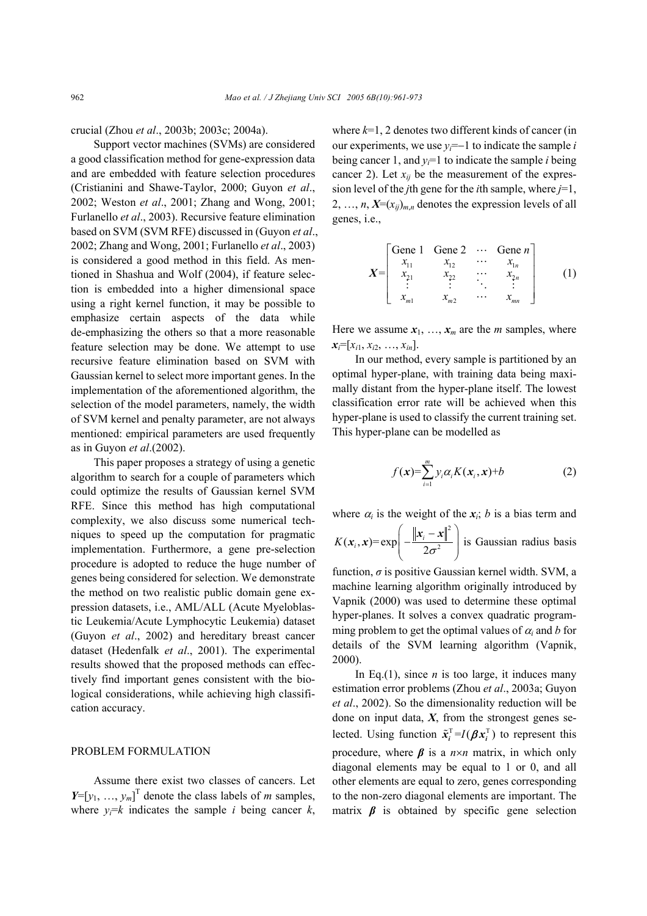crucial (Zhou *et al*., 2003b; 2003c; 2004a).

Support vector machines (SVMs) are considered a good classification method for gene-expression data and are embedded with feature selection procedures (Cristianini and Shawe-Taylor, 2000; Guyon *et al*., 2002; Weston *et al*., 2001; Zhang and Wong, 2001; Furlanello *et al*., 2003). Recursive feature elimination based on SVM (SVM RFE) discussed in (Guyon *et al*., 2002; Zhang and Wong, 2001; Furlanello *et al*., 2003) is considered a good method in this field. As mentioned in Shashua and Wolf (2004), if feature selection is embedded into a higher dimensional space using a right kernel function, it may be possible to emphasize certain aspects of the data while de-emphasizing the others so that a more reasonable feature selection may be done. We attempt to use recursive feature elimination based on SVM with Gaussian kernel to select more important genes. In the implementation of the aforementioned algorithm, the selection of the model parameters, namely, the width of SVM kernel and penalty parameter, are not always mentioned: empirical parameters are used frequently as in Guyon *et al*.(2002).

This paper proposes a strategy of using a genetic algorithm to search for a couple of parameters which could optimize the results of Gaussian kernel SVM RFE. Since this method has high computational complexity, we also discuss some numerical techniques to speed up the computation for pragmatic implementation. Furthermore, a gene pre-selection procedure is adopted to reduce the huge number of genes being considered for selection. We demonstrate the method on two realistic public domain gene expression datasets, i.e., AML/ALL (Acute Myeloblastic Leukemia/Acute Lymphocytic Leukemia) dataset (Guyon *et al*., 2002) and hereditary breast cancer dataset (Hedenfalk *et al*., 2001). The experimental results showed that the proposed methods can effectively find important genes consistent with the biological considerations, while achieving high classification accuracy.

## PROBLEM FORMULATION

Assume there exist two classes of cancers. Let $\boldsymbol{Y}=[y_1, \ldots, y_m]^{\mathrm{T}}$ denote the class labels of $m$ samples, where $y_i=k$ indicates the sample $i$ being cancer $k$, where $k$=1, 2 denotes two different kinds of cancer (in our experiments, we use $y_i=-1$ to indicate the sample $i$ being cancer 1, and $y_i=1$ to indicate the sample $i$ being cancer 2). Let $x_{ij}$ be the measurement of the expression level of the $j$th gene for the $i$th sample, where $j$=1, 2, …, $n$, $\boldsymbol{X}=(x_{ij})_{m,n}$ denotes the expression levels of all genes, i.e.,

$$\boldsymbol{X}=\begin{bmatrix} \text{Gene 1} & \text{Gene 2} & \cdots & \text{Gene } n \\ x_{11} & x_{12} & \cdots & x_{1n} \\ x_{21} & x_{22} & \cdots & x_{2n} \\ \vdots & \vdots & \ddots & \vdots \\ x_{m1} & x_{m2} & \cdots & x_{mn} \end{bmatrix} \tag{1}$$

Here we assume $\boldsymbol{x}_1, \ldots, \boldsymbol{x}_m$ are the $m$ samples, where $\boldsymbol{x}_i=[x_{i1}, x_{i2}, \ldots, x_{in}]$.

In our method, every sample is partitioned by an optimal hyper-plane, with training data being maximally distant from the hyper-plane itself. The lowest classification error rate will be achieved when this hyper-plane is used to classify the current training set. This hyper-plane can be modelled as

$$f(\boldsymbol{x})=\sum_{i=1}^{m} y_i \alpha_i K(\boldsymbol{x}_i, \boldsymbol{x})+b \tag{2}$$

where $\alpha_i$ is the weight of the $\boldsymbol{x}_i$; $b$ is a bias term and $K(\boldsymbol{x}_i, \boldsymbol{x})=\exp\left(-\frac{\|\boldsymbol{x}_i-\boldsymbol{x}\|^2}{2\sigma^2}\right)$ is Gaussian radius basis function, $\sigma$ is positive Gaussian kernel width. SVM, a machine learning algorithm originally introduced by Vapnik (2000) was used to determine these optimal hyper-planes. It solves a convex quadratic programming problem to get the optimal values of $\alpha_i$ and $b$ for details of the SVM learning algorithm (Vapnik, 2000).

In Eq.(1), since $n$ is too large, it induces many estimation error problems (Zhou *et al*., 2003a; Guyon *et al*., 2002). So the dimensionality reduction will be done on input data, $\boldsymbol{X}$, from the strongest genes selected. Using function $\tilde{\boldsymbol{x}}_i^{\mathrm{T}}=I(\boldsymbol{\beta}\boldsymbol{x}_i^{\mathrm{T}})$ to represent this procedure, where $\boldsymbol{\beta}$ is a $n\times n$ matrix, in which only diagonal elements may be equal to 1 or 0, and all other elements are equal to zero, genes corresponding to the non-zero diagonal elements are important. The matrix $\boldsymbol{\beta}$ is obtained by specific gene selection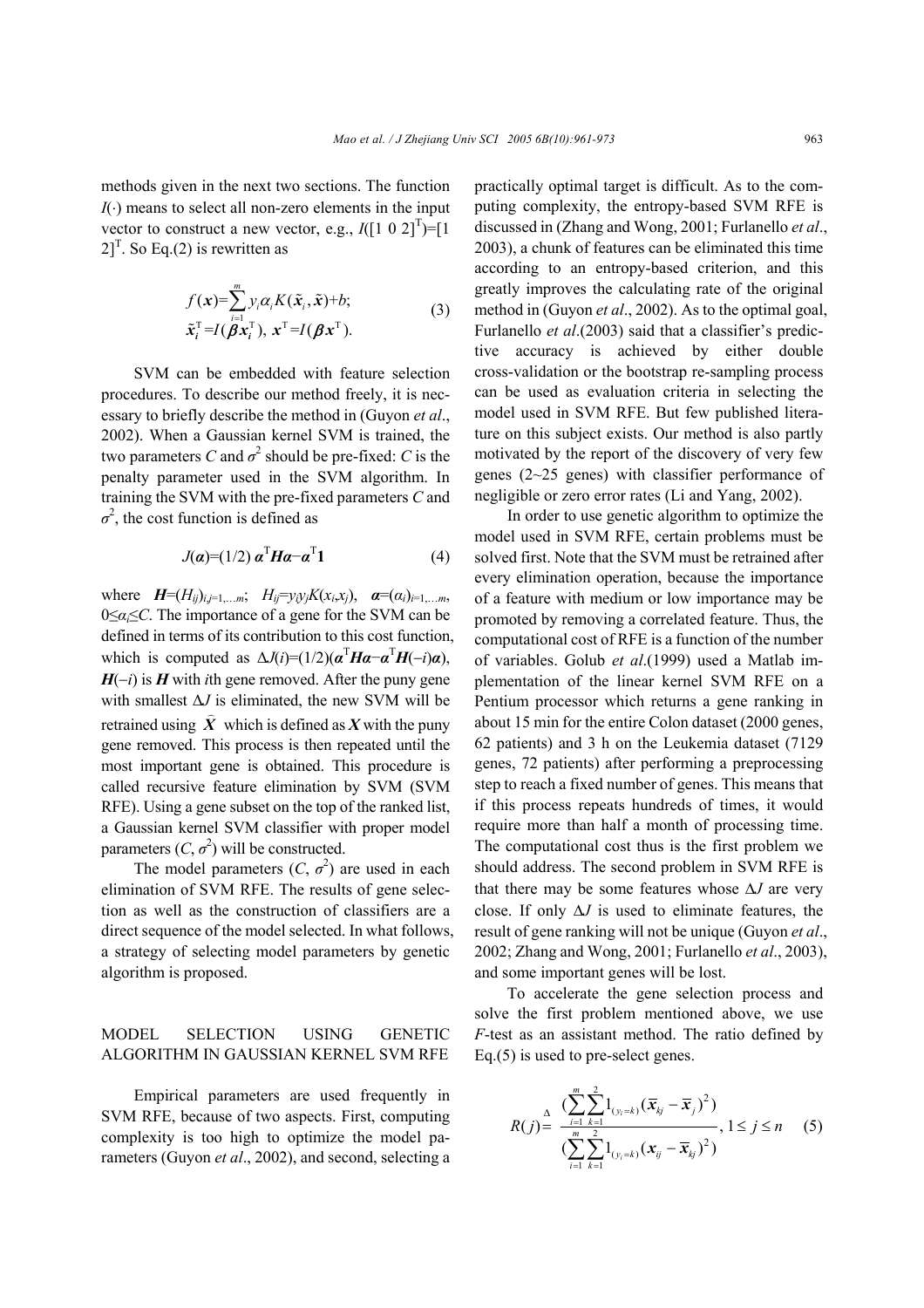methods given in the next two sections. The function $I(\cdot)$ means to select all non-zero elements in the input vector to construct a new vector, e.g., $I([1\ 0\ 2]^{\mathrm{T}})=[1\ 2]^{\mathrm{T}}$. So Eq.(2) is rewritten as

$$f(\boldsymbol{x})=\sum_{i=1}^{m} y_i \alpha_i K(\tilde{\boldsymbol{x}}_i, \tilde{\boldsymbol{x}})+b; \\ \tilde{\boldsymbol{x}}_i^{\mathrm{T}}=I(\boldsymbol{\beta}\boldsymbol{x}_i^{\mathrm{T}}),\ \boldsymbol{x}^{\mathrm{T}}=I(\boldsymbol{\beta}\boldsymbol{x}^{\mathrm{T}}). \tag{3}$$

SVM can be embedded with feature selection procedures. To describe our method freely, it is necessary to briefly describe the method in (Guyon *et al*., 2002). When a Gaussian kernel SVM is trained, the two parameters $C$ and $\sigma^2$ should be pre-fixed: $C$ is the penalty parameter used in the SVM algorithm. In training the SVM with the pre-fixed parameters $C$ and $\sigma^2$, the cost function is defined as

$$J(\boldsymbol{\alpha})=(1/2)\,\boldsymbol{\alpha}^{\mathrm{T}}\boldsymbol{H}\boldsymbol{\alpha}-\boldsymbol{\alpha}^{\mathrm{T}}\mathbf{1} \tag{4}$$

where $\boldsymbol{H}=(H_{ij})_{i,j=1,\ldots m}$; $H_{ij}=y_i y_j K(x_i,x_j)$, $\boldsymbol{\alpha}=(\alpha_i)_{i=1,\ldots m}$, $0\leq\alpha_i\leq C$. The importance of a gene for the SVM can be defined in terms of its contribution to this cost function, which is computed as $\Delta J(i)=(1/2)(\boldsymbol{\alpha}^{\mathrm{T}}\boldsymbol{H}\boldsymbol{\alpha}-\boldsymbol{\alpha}^{\mathrm{T}}\boldsymbol{H}(-i)\boldsymbol{\alpha})$, $\boldsymbol{H}(-i)$ is $\boldsymbol{H}$ with $i$th gene removed. After the puny gene with smallest $\Delta J$ is eliminated, the new SVM will be retrained using $\hat{\boldsymbol{X}}$ which is defined as $\boldsymbol{X}$ with the puny gene removed. This process is then repeated until the most important gene is obtained. This procedure is called recursive feature elimination by SVM (SVM RFE). Using a gene subset on the top of the ranked list, a Gaussian kernel SVM classifier with proper model parameters $(C, \sigma^2)$ will be constructed.

The model parameters $(C, \sigma^2)$ are used in each elimination of SVM RFE. The results of gene selection as well as the construction of classifiers are a direct sequence of the model selected. In what follows, a strategy of selecting model parameters by genetic algorithm is proposed.

## MODEL SELECTION USING GENETIC ALGORITHM IN GAUSSIAN KERNEL SVM RFE

Empirical parameters are used frequently in SVM RFE, because of two aspects. First, computing complexity is too high to optimize the model parameters (Guyon *et al*., 2002), and second, selecting a practically optimal target is difficult. As to the computing complexity, the entropy-based SVM RFE is discussed in (Zhang and Wong, 2001; Furlanello *et al*., 2003), a chunk of features can be eliminated this time according to an entropy-based criterion, and this greatly improves the calculating rate of the original method in (Guyon *et al*., 2002). As to the optimal goal, Furlanello *et al*.(2003) said that a classifier's predictive accuracy is achieved by either double cross-validation or the bootstrap re-sampling process can be used as evaluation criteria in selecting the model used in SVM RFE. But few published literature on this subject exists. Our method is also partly motivated by the report of the discovery of very few genes (2~25 genes) with classifier performance of negligible or zero error rates (Li and Yang, 2002).

In order to use genetic algorithm to optimize the model used in SVM RFE, certain problems must be solved first. Note that the SVM must be retrained after every elimination operation, because the importance of a feature with medium or low importance may be promoted by removing a correlated feature. Thus, the computational cost of RFE is a function of the number of variables. Golub *et al*.(1999) used a Matlab implementation of the linear kernel SVM RFE on a Pentium processor which returns a gene ranking in about 15 min for the entire Colon dataset (2000 genes, 62 patients) and 3 h on the Leukemia dataset (7129 genes, 72 patients) after performing a preprocessing step to reach a fixed number of genes. This means that if this process repeats hundreds of times, it would require more than half a month of processing time. The computational cost thus is the first problem we should address. The second problem in SVM RFE is that there may be some features whose $\Delta J$ are very close. If only $\Delta J$ is used to eliminate features, the result of gene ranking will not be unique (Guyon *et al*., 2002; Zhang and Wong, 2001; Furlanello *et al*., 2003), and some important genes will be lost.

To accelerate the gene selection process and solve the first problem mentioned above, we use $F$-test as an assistant method. The ratio defined by Eq.(5) is used to pre-select genes.

$$R(j)\overset{\Delta}{=}\frac{\left(\sum_{i=1}^{m}\sum_{k=1}^{2}1_{(y_i=k)}(\overline{\boldsymbol{x}}_{kj}-\overline{\boldsymbol{x}}_{j})^2\right)}{\left(\sum_{i=1}^{m}\sum_{k=1}^{2}1_{(y_i=k)}(\boldsymbol{x}_{ij}-\overline{\boldsymbol{x}}_{kj})^2\right)},\ 1\leq j\leq n \tag{5}$$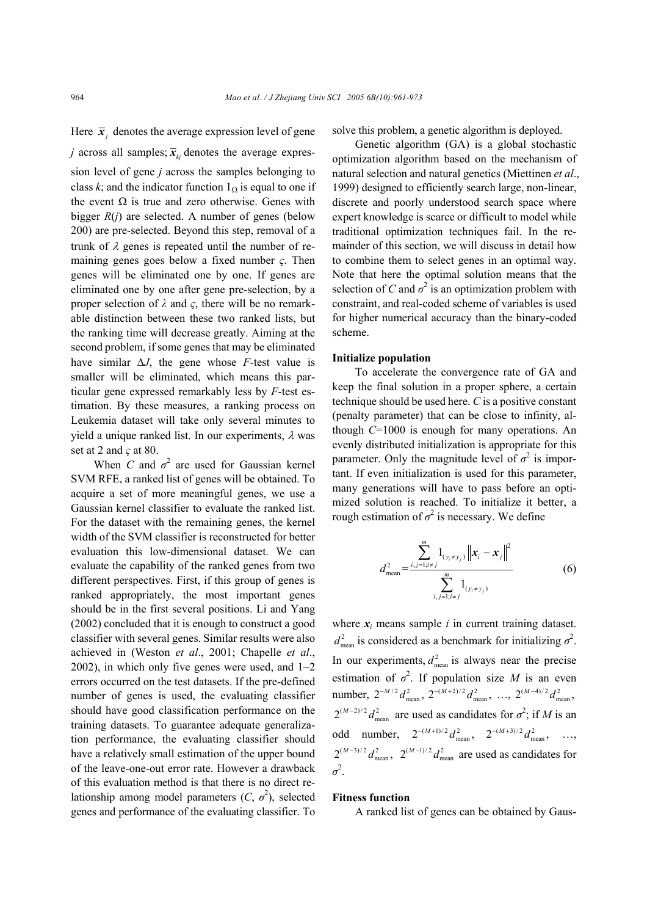Here $\bar{x}_j$ denotes the average expression level of gene $j$ across all samples; $\bar{x}_{kj}$ denotes the average expression level of gene $j$ across the samples belonging to class $k$; and the indicator function $1_\Omega$ is equal to one if the event $\Omega$ is true and zero otherwise. Genes with bigger $R(j)$ are selected. A number of genes (below 200) are pre-selected. Beyond this step, removal of a trunk of $\lambda$ genes is repeated until the number of remaining genes goes below a fixed number $\varsigma$. Then genes will be eliminated one by one. If genes are eliminated one by one after gene pre-selection, by a proper selection of $\lambda$ and $\varsigma$, there will be no remarkable distinction between these two ranked lists, but the ranking time will decrease greatly. Aiming at the second problem, if some genes that may be eliminated have similar $\Delta J$, the gene whose $F$-test value is smaller will be eliminated, which means this particular gene expressed remarkably less by $F$-test estimation. By these measures, a ranking process on Leukemia dataset will take only several minutes to yield a unique ranked list. In our experiments, $\lambda$ was set at 2 and $\varsigma$ at 80.

When $C$ and $\sigma^2$ are used for Gaussian kernel SVM RFE, a ranked list of genes will be obtained. To acquire a set of more meaningful genes, we use a Gaussian kernel classifier to evaluate the ranked list. For the dataset with the remaining genes, the kernel width of the SVM classifier is reconstructed for better evaluation this low-dimensional dataset. We can evaluate the capability of the ranked genes from two different perspectives. First, if this group of genes is ranked appropriately, the most important genes should be in the first several positions. Li and Yang (2002) concluded that it is enough to construct a good classifier with several genes. Similar results were also achieved in (Weston *et al*., 2001; Chapelle *et al*., 2002), in which only five genes were used, and 1~2 errors occurred on the test datasets. If the pre-defined number of genes is used, the evaluating classifier should have good classification performance on the training datasets. To guarantee adequate generalization performance, the evaluating classifier should have a relatively small estimation of the upper bound of the leave-one-out error rate. However a drawback of this evaluation method is that there is no direct relationship among model parameters ($C$, $\sigma^2$), selected genes and performance of the evaluating classifier. To solve this problem, a genetic algorithm is deployed.

Genetic algorithm (GA) is a global stochastic optimization algorithm based on the mechanism of natural selection and natural genetics (Miettinen *et al*., 1999) designed to efficiently search large, non-linear, discrete and poorly understood search space where expert knowledge is scarce or difficult to model while traditional optimization techniques fail. In the remainder of this section, we will discuss in detail how to combine them to select genes in an optimal way. Note that here the optimal solution means that the selection of $C$ and $\sigma^2$ is an optimization problem with constraint, and real-coded scheme of variables is used for higher numerical accuracy than the binary-coded scheme.

**Initialize population**

To accelerate the convergence rate of GA and keep the final solution in a proper sphere, a certain technique should be used here. $C$ is a positive constant (penalty parameter) that can be close to infinity, although $C$=1000 is enough for many operations. An evenly distributed initialization is appropriate for this parameter. Only the magnitude level of $\sigma^2$ is important. If even initialization is used for this parameter, many generations will have to pass before an optimized solution is reached. To initialize it better, a rough estimation of $\sigma^2$ is necessary. We define

$$d_{\text{mean}}^2 = \frac{\sum_{i,j=1;i\neq j}^{m} 1_{(y_i \neq y_j)} \left\| \boldsymbol{x}_i - \boldsymbol{x}_j \right\|^2}{\sum_{i,j=1;i\neq j}^{m} 1_{(y_i \neq y_j)}} \tag{6}$$

where $\boldsymbol{x}_i$ means sample $i$ in current training dataset. $d_{\text{mean}}^2$ is considered as a benchmark for initializing $\sigma^2$. In our experiments, $d_{\text{mean}}^2$ is always near the precise estimation of $\sigma^2$. If population size $M$ is an even number, $2^{-M/2}d_{\text{mean}}^2$, $2^{-(M+2)/2}d_{\text{mean}}^2$, …, $2^{(M-4)/2}d_{\text{mean}}^2$, $2^{(M-2)/2}d_{\text{mean}}^2$ are used as candidates for $\sigma^2$; if $M$ is an odd number, $2^{-(M+1)/2}d_{\text{mean}}^2$, $2^{-(M+3)/2}d_{\text{mean}}^2$, …, $2^{(M-3)/2}d_{\text{mean}}^2$, $2^{(M-1)/2}d_{\text{mean}}^2$ are used as candidates for $\sigma^2$.

**Fitness function**

A ranked list of genes can be obtained by Gaus-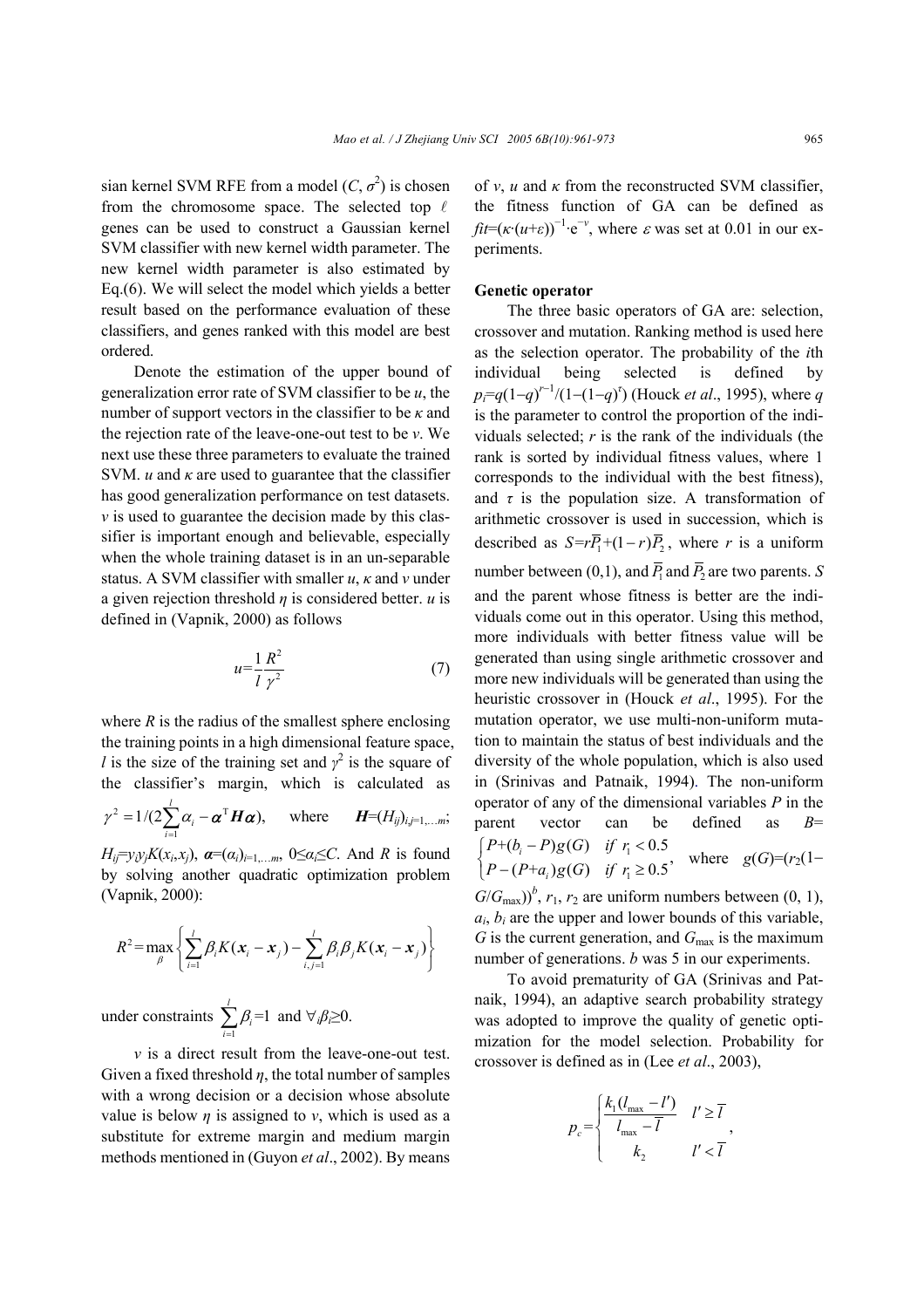sian kernel SVM RFE from a model ($C$, $\sigma^2$) is chosen from the chromosome space. The selected top $\ell$ genes can be used to construct a Gaussian kernel SVM classifier with new kernel width parameter. The new kernel width parameter is also estimated by Eq.(6). We will select the model which yields a better result based on the performance evaluation of these classifiers, and genes ranked with this model are best ordered.

Denote the estimation of the upper bound of generalization error rate of SVM classifier to be $u$, the number of support vectors in the classifier to be $\kappa$ and the rejection rate of the leave-one-out test to be $v$. We next use these three parameters to evaluate the trained SVM. $u$ and $\kappa$ are used to guarantee that the classifier has good generalization performance on test datasets. $v$ is used to guarantee the decision made by this classifier is important enough and believable, especially when the whole training dataset is in an un-separable status. A SVM classifier with smaller $u$, $\kappa$ and $v$ under a given rejection threshold $\eta$ is considered better. $u$ is defined in (Vapnik, 2000) as follows

$$u = \frac{1}{l}\frac{R^2}{\gamma^2} \tag{7}$$

where $R$ is the radius of the smallest sphere enclosing the training points in a high dimensional feature space, $l$ is the size of the training set and $\gamma^2$ is the square of the classifier's margin, which is calculated as $\gamma^2 = 1/(2\sum_{i=1}^{l}\alpha_i - \boldsymbol{\alpha}^{\mathrm{T}}\boldsymbol{H}\boldsymbol{\alpha})$, where $\boldsymbol{H}=(H_{ij})_{i,j=1,\ldots m}$; $H_{ij}=y_i y_j K(x_i,x_j)$, $\boldsymbol{\alpha}=(\alpha_i)_{i=1,\ldots m}$, $0\leq\alpha_i\leq C$. And $R$ is found by solving another quadratic optimization problem (Vapnik, 2000):

$$R^2 = \max_{\beta}\left\{\sum_{i=1}^{l}\beta_i K(\boldsymbol{x}_i - \boldsymbol{x}_j) - \sum_{i,j=1}^{l}\beta_i\beta_j K(\boldsymbol{x}_i - \boldsymbol{x}_j)\right\}$$

under constraints $\sum_{i=1}^{l}\beta_i=1$ and $\forall_i \beta_i \geq 0$.

$v$ is a direct result from the leave-one-out test. Given a fixed threshold $\eta$, the total number of samples with a wrong decision or a decision whose absolute value is below $\eta$ is assigned to $v$, which is used as a substitute for extreme margin and medium margin methods mentioned in (Guyon *et al*., 2002). By means of $v$, $u$ and $\kappa$ from the reconstructed SVM classifier, the fitness function of GA can be defined as $fit=(\kappa\cdot(u+\varepsilon))^{-1}\cdot \mathrm{e}^{-v}$, where $\varepsilon$ was set at 0.01 in our experiments.

#### Genetic operator

The three basic operators of GA are: selection, crossover and mutation. Ranking method is used here as the selection operator. The probability of the $i$th individual being selected is defined by $p_i=q(1-q)^{r-1}/(1-(1-q)^{\tau})$ (Houck *et al*., 1995), where $q$ is the parameter to control the proportion of the individuals selected; $r$ is the rank of the individuals (the rank is sorted by individual fitness values, where 1 corresponds to the individual with the best fitness), and $\tau$ is the population size. A transformation of arithmetic crossover is used in succession, which is described as $S=r\overline{P}_1+(1-r)\overline{P}_2$, where $r$ is a uniform number between (0,1), and $\overline{P}_1$ and $\overline{P}_2$ are two parents. $S$ and the parent whose fitness is better are the individuals come out in this operator. Using this method, more individuals with better fitness value will be generated than using single arithmetic crossover and more new individuals will be generated than using the heuristic crossover in (Houck *et al*., 1995). For the mutation operator, we use multi-non-uniform mutation to maintain the status of best individuals and the diversity of the whole population, which is also used in (Srinivas and Patnaik, 1994). The non-uniform operator of any of the dimensional variables $P$ in the parent vector can be defined as $B=\begin{cases} P+(b_i-P)g(G) & if\ r_1<0.5 \\ P-(P+a_i)g(G) & if\ r_1\geq 0.5 \end{cases}$, where $g(G)=(r_2(1-G/G_{\max}))^b$, $r_1$, $r_2$ are uniform numbers between (0, 1), $a_i$, $b_i$ are the upper and lower bounds of this variable, $G$ is the current generation, and $G_{\max}$ is the maximum number of generations. $b$ was 5 in our experiments.

To avoid prematurity of GA (Srinivas and Patnaik, 1994), an adaptive search probability strategy was adopted to improve the quality of genetic optimization for the model selection. Probability for crossover is defined as in (Lee *et al*., 2003),

$$p_c = \begin{cases} \dfrac{k_1(l_{\max}-l')}{l_{\max}-\overline{l}} & l' \geq \overline{l} \\ k_2 & l' < \overline{l} \end{cases},$$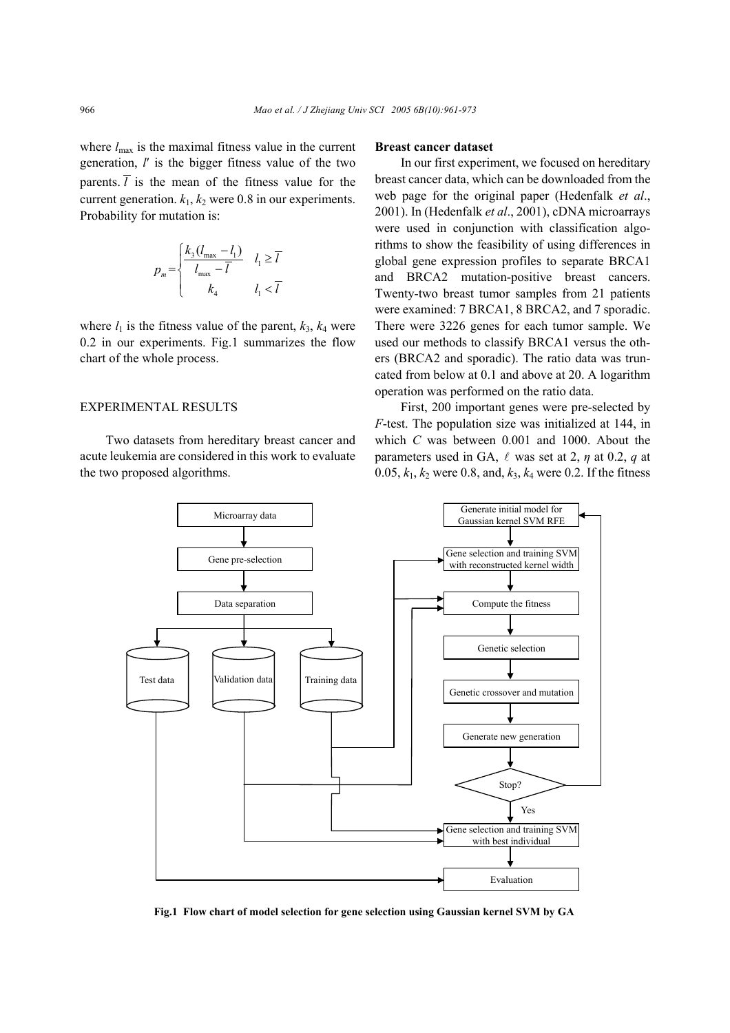where $l_{\max}$ is the maximal fitness value in the current generation, $l'$ is the bigger fitness value of the two parents. $\overline{l}$ is the mean of the fitness value for the current generation. $k_1$, $k_2$ were 0.8 in our experiments. Probability for mutation is:

$$p_m = \begin{cases} \dfrac{k_3(l_{\max} - l_1)}{l_{\max} - \overline{l}} & l_1 \ge \overline{l} \\ k_4 & l_1 < \overline{l} \end{cases}$$

where $l_1$ is the fitness value of the parent, $k_3$, $k_4$ were 0.2 in our experiments. Fig.1 summarizes the flow chart of the whole process.

## EXPERIMENTAL RESULTS

Two datasets from hereditary breast cancer and acute leukemia are considered in this work to evaluate the two proposed algorithms.

### Breast cancer dataset

In our first experiment, we focused on hereditary breast cancer data, which can be downloaded from the web page for the original paper (Hedenfalk *et al*., 2001). In (Hedenfalk *et al*., 2001), cDNA microarrays were used in conjunction with classification algorithms to show the feasibility of using differences in global gene expression profiles to separate BRCA1 and BRCA2 mutation-positive breast cancers. Twenty-two breast tumor samples from 21 patients were examined: 7 BRCA1, 8 BRCA2, and 7 sporadic. There were 3226 genes for each tumor sample. We used our methods to classify BRCA1 versus the others (BRCA2 and sporadic). The ratio data was truncated from below at 0.1 and above at 20. A logarithm operation was performed on the ratio data.

First, 200 important genes were pre-selected by *F*-test. The population size was initialized at 144, in which $C$ was between 0.001 and 1000. About the parameters used in GA, $\ell$ was set at 2, $\eta$ at 0.2, $q$ at 0.05, $k_1$, $k_2$ were 0.8, and, $k_3$, $k_4$ were 0.2. If the fitness

**Fig.1 Flow chart of model selection for gene selection using Gaussian kernel SVM by GA**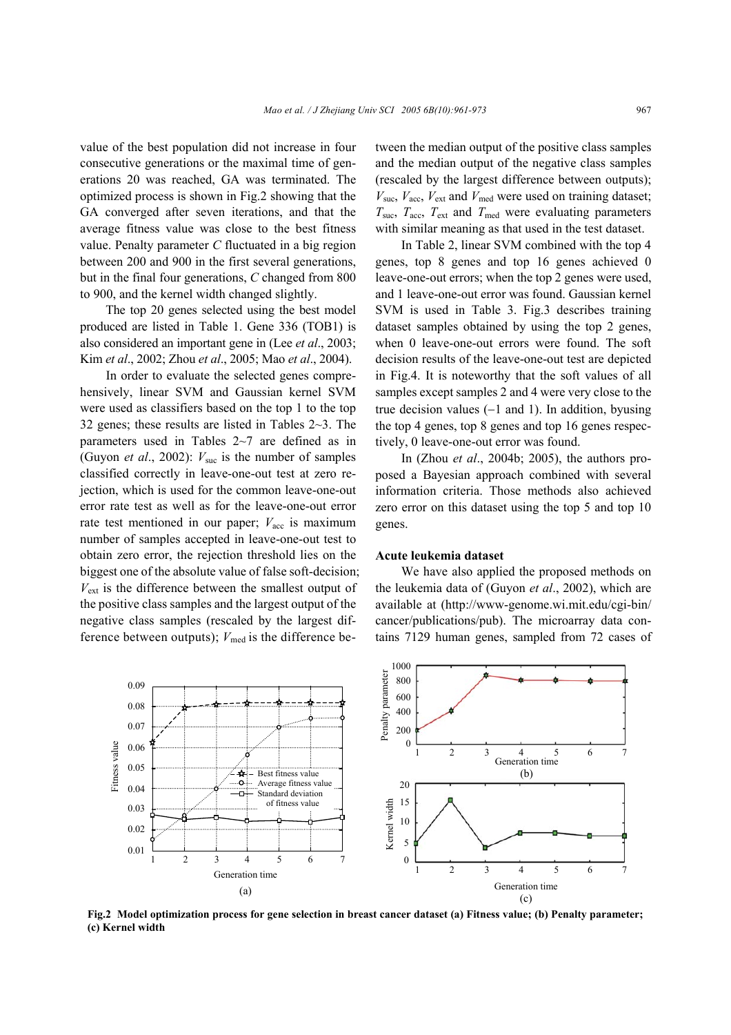value of the best population did not increase in four consecutive generations or the maximal time of generations 20 was reached, GA was terminated. The optimized process is shown in Fig.2 showing that the GA converged after seven iterations, and that the average fitness value was close to the best fitness value. Penalty parameter $C$ fluctuated in a big region between 200 and 900 in the first several generations, but in the final four generations, $C$ changed from 800 to 900, and the kernel width changed slightly.

The top 20 genes selected using the best model produced are listed in Table 1. Gene 336 (TOB1) is also considered an important gene in (Lee *et al*., 2003; Kim *et al*., 2002; Zhou *et al*., 2005; Mao *et al*., 2004).

In order to evaluate the selected genes comprehensively, linear SVM and Gaussian kernel SVM were used as classifiers based on the top 1 to the top 32 genes; these results are listed in Tables 2~3. The parameters used in Tables 2~7 are defined as in (Guyon *et al*., 2002): $V_{suc}$ is the number of samples classified correctly in leave-one-out test at zero rejection, which is used for the common leave-one-out error rate test as well as for the leave-one-out error rate test mentioned in our paper; $V_{acc}$ is maximum number of samples accepted in leave-one-out test to obtain zero error, the rejection threshold lies on the biggest one of the absolute value of false soft-decision; $V_{ext}$ is the difference between the smallest output of the positive class samples and the largest output of the negative class samples (rescaled by the largest difference between outputs); $V_{med}$ is the difference between the median output of the positive class samples and the median output of the negative class samples (rescaled by the largest difference between outputs); $V_{suc}$, $V_{acc}$, $V_{ext}$ and $V_{med}$ were used on training dataset; $T_{suc}$, $T_{acc}$, $T_{ext}$ and $T_{med}$ were evaluating parameters with similar meaning as that used in the test dataset.

In Table 2, linear SVM combined with the top 4 genes, top 8 genes and top 16 genes achieved 0 leave-one-out errors; when the top 2 genes were used, and 1 leave-one-out error was found. Gaussian kernel SVM is used in Table 3. Fig.3 describes training dataset samples obtained by using the top 2 genes, when 0 leave-one-out errors were found. The soft decision results of the leave-one-out test are depicted in Fig.4. It is noteworthy that the soft values of all samples except samples 2 and 4 were very close to the true decision values (−1 and 1). In addition, byusing the top 4 genes, top 8 genes and top 16 genes respectively, 0 leave-one-out error was found.

In (Zhou *et al*., 2004b; 2005), the authors proposed a Bayesian approach combined with several information criteria. Those methods also achieved zero error on this dataset using the top 5 and top 10 genes.

**Acute leukemia dataset**

We have also applied the proposed methods on the leukemia data of (Guyon *et al*., 2002), which are available at (http://www-genome.wi.mit.edu/cgi-bin/cancer/publications/pub). The microarray data contains 7129 human genes, sampled from 72 cases of

**Fig.2 Model optimization process for gene selection in breast cancer dataset (a) Fitness value; (b) Penalty parameter; (c) Kernel width**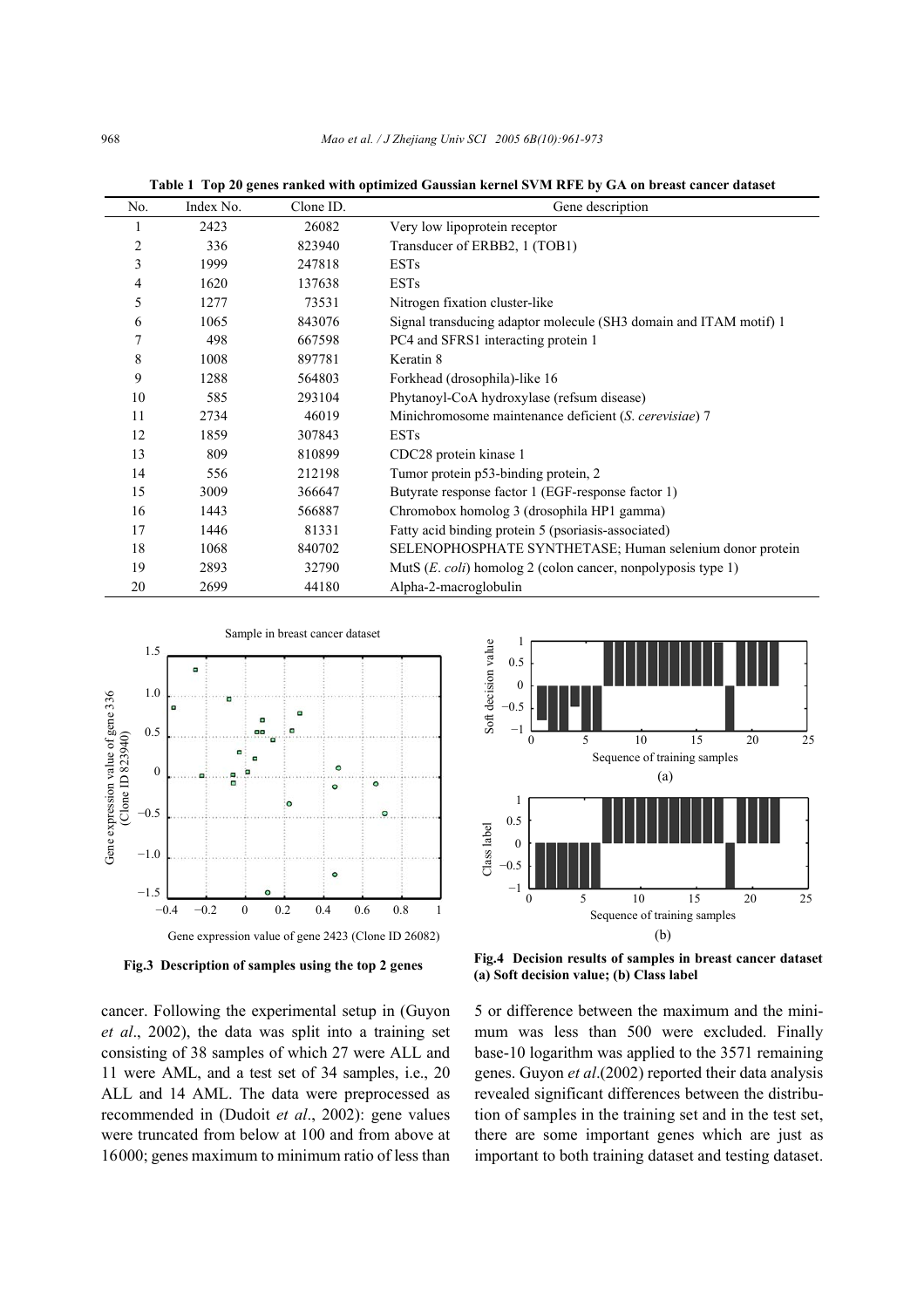**Table 1 Top 20 genes ranked with optimized Gaussian kernel SVM RFE by GA on breast cancer dataset**

| No. | Index No. | Clone ID. | Gene description |
|---|---|---|---|
| 1 | 2423 | 26082 | Very low lipoprotein receptor |
| 2 | 336 | 823940 | Transducer of ERBB2, 1 (TOB1) |
| 3 | 1999 | 247818 | ESTs |
| 4 | 1620 | 137638 | ESTs |
| 5 | 1277 | 73531 | Nitrogen fixation cluster-like |
| 6 | 1065 | 843076 | Signal transducing adaptor molecule (SH3 domain and ITAM motif) 1 |
| 7 | 498 | 667598 | PC4 and SFRS1 interacting protein 1 |
| 8 | 1008 | 897781 | Keratin 8 |
| 9 | 1288 | 564803 | Forkhead (drosophila)-like 16 |
| 10 | 585 | 293104 | Phytanoyl-CoA hydroxylase (refsum disease) |
| 11 | 2734 | 46019 | Minichromosome maintenance deficient (*S. cerevisiae*) 7 |
| 12 | 1859 | 307843 | ESTs |
| 13 | 809 | 810899 | CDC28 protein kinase 1 |
| 14 | 556 | 212198 | Tumor protein p53-binding protein, 2 |
| 15 | 3009 | 366647 | Butyrate response factor 1 (EGF-response factor 1) |
| 16 | 1443 | 566887 | Chromobox homolog 3 (drosophila HP1 gamma) |
| 17 | 1446 | 81331 | Fatty acid binding protein 5 (psoriasis-associated) |
| 18 | 1068 | 840702 | SELENOPHOSPHATE SYNTHETASE; Human selenium donor protein |
| 19 | 2893 | 32790 | MutS (*E. coli*) homolog 2 (colon cancer, nonpolyposis type 1) |
| 20 | 2699 | 44180 | Alpha-2-macroglobulin |

**Fig.3 Description of samples using the top 2 genes**

**Fig.4 Decision results of samples in breast cancer dataset (a) Soft decision value; (b) Class label**

cancer. Following the experimental setup in (Guyon *et al*., 2002), the data was split into a training set consisting of 38 samples of which 27 were ALL and 11 were AML, and a test set of 34 samples, i.e., 20 ALL and 14 AML. The data were preprocessed as recommended in (Dudoit *et al*., 2002): gene values were truncated from below at 100 and from above at 16000; genes maximum to minimum ratio of less than 5 or difference between the maximum and the minimum was less than 500 were excluded. Finally base-10 logarithm was applied to the 3571 remaining genes. Guyon *et al*.(2002) reported their data analysis revealed significant differences between the distribution of samples in the training set and in the test set, there are some important genes which are just as important to both training dataset and testing dataset.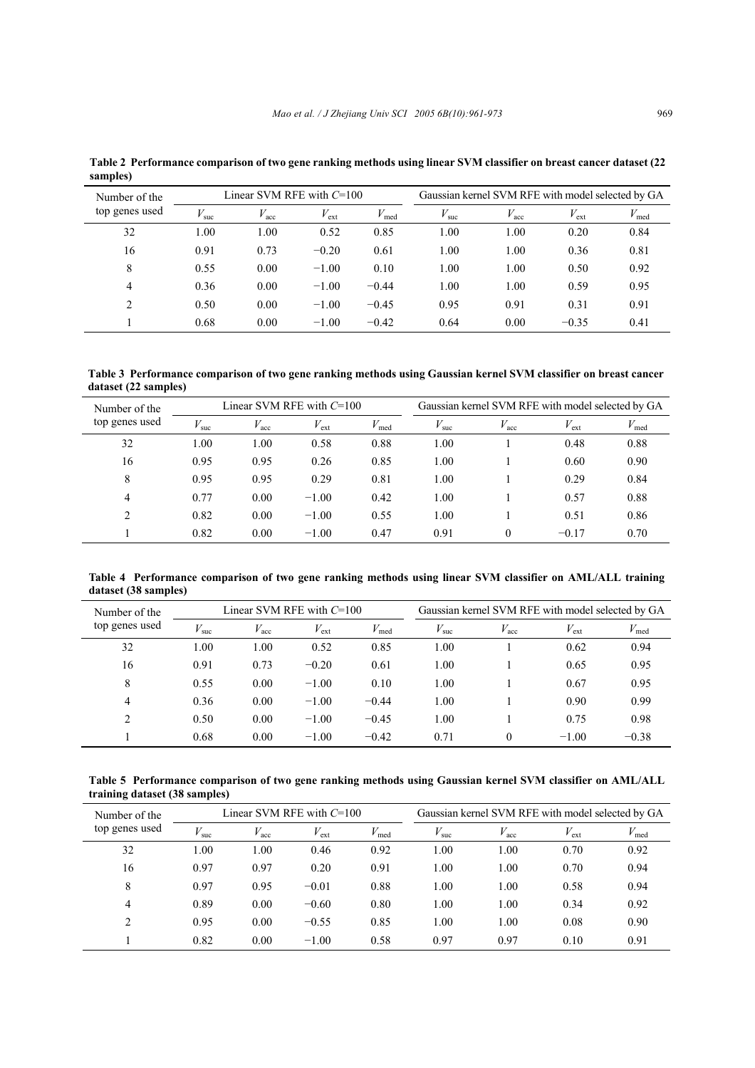**Table 2 Performance comparison of two gene ranking methods using linear SVM classifier on breast cancer dataset (22 samples)**

| Number of the top genes used | Linear SVM RFE with $C$=100 | | | | Gaussian kernel SVM RFE with model selected by GA | | | |
|---|---|---|---|---|---|---|---|---|
| | $V_{\mathrm{suc}}$ | $V_{\mathrm{acc}}$ | $V_{\mathrm{ext}}$ | $V_{\mathrm{med}}$ | $V_{\mathrm{suc}}$ | $V_{\mathrm{acc}}$ | $V_{\mathrm{ext}}$ | $V_{\mathrm{med}}$ |
| 32 | 1.00 | 1.00 | 0.52 | 0.85 | 1.00 | 1.00 | 0.20 | 0.84 |
| 16 | 0.91 | 0.73 | −0.20 | 0.61 | 1.00 | 1.00 | 0.36 | 0.81 |
| 8 | 0.55 | 0.00 | −1.00 | 0.10 | 1.00 | 1.00 | 0.50 | 0.92 |
| 4 | 0.36 | 0.00 | −1.00 | −0.44 | 1.00 | 1.00 | 0.59 | 0.95 |
| 2 | 0.50 | 0.00 | −1.00 | −0.45 | 0.95 | 0.91 | 0.31 | 0.91 |
| 1 | 0.68 | 0.00 | −1.00 | −0.42 | 0.64 | 0.00 | −0.35 | 0.41 |

**Table 3 Performance comparison of two gene ranking methods using Gaussian kernel SVM classifier on breast cancer dataset (22 samples)**

| Number of the top genes used | Linear SVM RFE with $C$=100 | | | | Gaussian kernel SVM RFE with model selected by GA | | | |
|---|---|---|---|---|---|---|---|---|
| | $V_{\mathrm{suc}}$ | $V_{\mathrm{acc}}$ | $V_{\mathrm{ext}}$ | $V_{\mathrm{med}}$ | $V_{\mathrm{suc}}$ | $V_{\mathrm{acc}}$ | $V_{\mathrm{ext}}$ | $V_{\mathrm{med}}$ |
| 32 | 1.00 | 1.00 | 0.58 | 0.88 | 1.00 | 1 | 0.48 | 0.88 |
| 16 | 0.95 | 0.95 | 0.26 | 0.85 | 1.00 | 1 | 0.60 | 0.90 |
| 8 | 0.95 | 0.95 | 0.29 | 0.81 | 1.00 | 1 | 0.29 | 0.84 |
| 4 | 0.77 | 0.00 | −1.00 | 0.42 | 1.00 | 1 | 0.57 | 0.88 |
| 2 | 0.82 | 0.00 | −1.00 | 0.55 | 1.00 | 1 | 0.51 | 0.86 |
| 1 | 0.82 | 0.00 | −1.00 | 0.47 | 0.91 | 0 | −0.17 | 0.70 |

**Table 4 Performance comparison of two gene ranking methods using linear SVM classifier on AML/ALL training dataset (38 samples)**

| Number of the top genes used | Linear SVM RFE with $C$=100 | | | | Gaussian kernel SVM RFE with model selected by GA | | | |
|---|---|---|---|---|---|---|---|---|
| | $V_{\mathrm{suc}}$ | $V_{\mathrm{acc}}$ | $V_{\mathrm{ext}}$ | $V_{\mathrm{med}}$ | $V_{\mathrm{suc}}$ | $V_{\mathrm{acc}}$ | $V_{\mathrm{ext}}$ | $V_{\mathrm{med}}$ |
| 32 | 1.00 | 1.00 | 0.52 | 0.85 | 1.00 | 1 | 0.62 | 0.94 |
| 16 | 0.91 | 0.73 | −0.20 | 0.61 | 1.00 | 1 | 0.65 | 0.95 |
| 8 | 0.55 | 0.00 | −1.00 | 0.10 | 1.00 | 1 | 0.67 | 0.95 |
| 4 | 0.36 | 0.00 | −1.00 | −0.44 | 1.00 | 1 | 0.90 | 0.99 |
| 2 | 0.50 | 0.00 | −1.00 | −0.45 | 1.00 | 1 | 0.75 | 0.98 |
| 1 | 0.68 | 0.00 | −1.00 | −0.42 | 0.71 | 0 | −1.00 | −0.38 |

**Table 5 Performance comparison of two gene ranking methods using Gaussian kernel SVM classifier on AML/ALL training dataset (38 samples)**

| Number of the top genes used | Linear SVM RFE with $C$=100 | | | | Gaussian kernel SVM RFE with model selected by GA | | | |
|---|---|---|---|---|---|---|---|---|
| | $V_{\mathrm{suc}}$ | $V_{\mathrm{acc}}$ | $V_{\mathrm{ext}}$ | $V_{\mathrm{med}}$ | $V_{\mathrm{suc}}$ | $V_{\mathrm{acc}}$ | $V_{\mathrm{ext}}$ | $V_{\mathrm{med}}$ |
| 32 | 1.00 | 1.00 | 0.46 | 0.92 | 1.00 | 1.00 | 0.70 | 0.92 |
| 16 | 0.97 | 0.97 | 0.20 | 0.91 | 1.00 | 1.00 | 0.70 | 0.94 |
| 8 | 0.97 | 0.95 | −0.01 | 0.88 | 1.00 | 1.00 | 0.58 | 0.94 |
| 4 | 0.89 | 0.00 | −0.60 | 0.80 | 1.00 | 1.00 | 0.34 | 0.92 |
| 2 | 0.95 | 0.00 | −0.55 | 0.85 | 1.00 | 1.00 | 0.08 | 0.90 |
| 1 | 0.82 | 0.00 | −1.00 | 0.58 | 0.97 | 0.97 | 0.10 | 0.91 |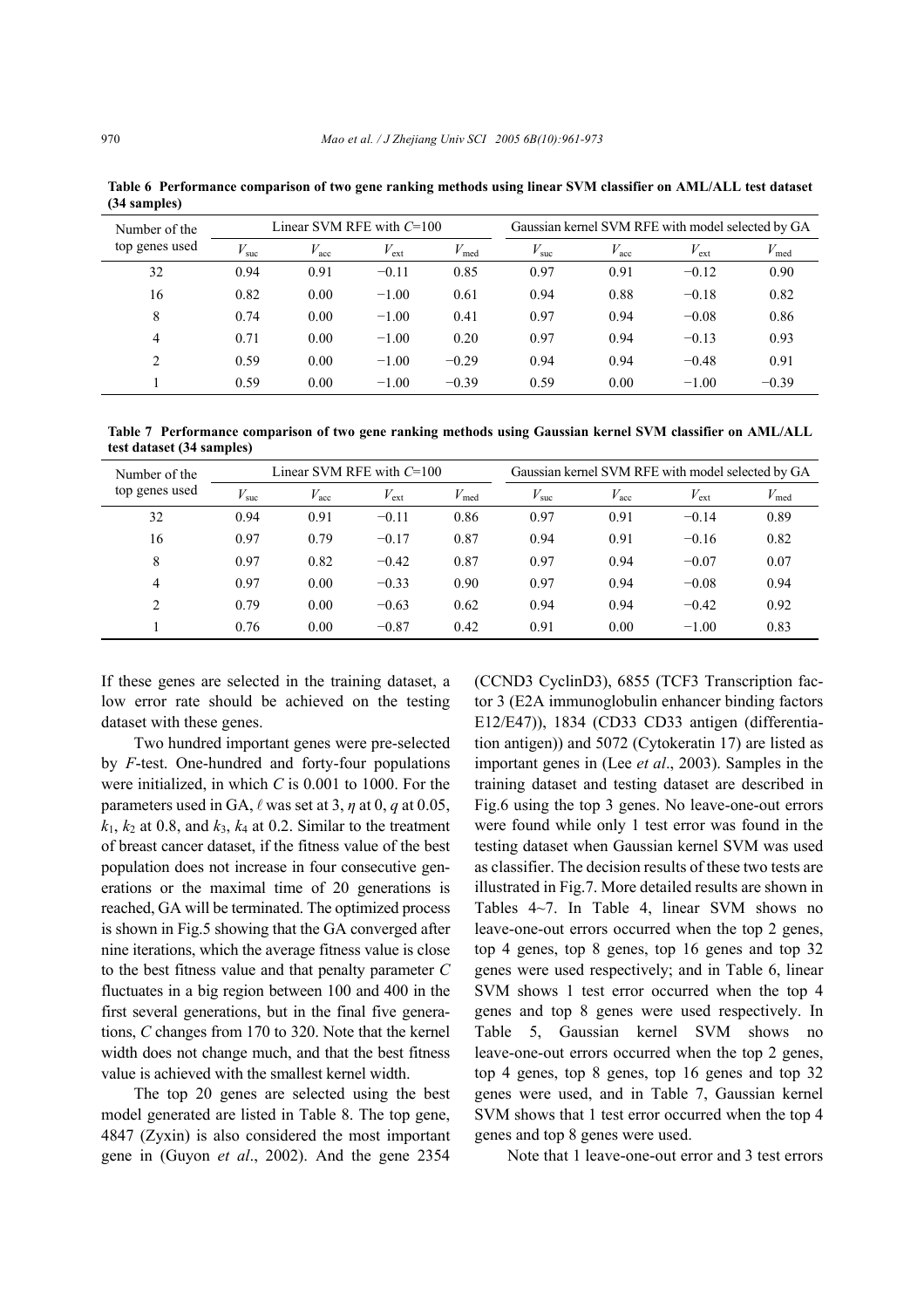**Table 6 Performance comparison of two gene ranking methods using linear SVM classifier on AML/ALL test dataset (34 samples)**

| Number of the top genes used | Linear SVM RFE with $C$=100 | | | | Gaussian kernel SVM RFE with model selected by GA | | | |
|---|---|---|---|---|---|---|---|---|
| | $V_{suc}$ | $V_{acc}$ | $V_{ext}$ | $V_{med}$ | $V_{suc}$ | $V_{acc}$ | $V_{ext}$ | $V_{med}$ |
| 32 | 0.94 | 0.91 | −0.11 | 0.85 | 0.97 | 0.91 | −0.12 | 0.90 |
| 16 | 0.82 | 0.00 | −1.00 | 0.61 | 0.94 | 0.88 | −0.18 | 0.82 |
| 8 | 0.74 | 0.00 | −1.00 | 0.41 | 0.97 | 0.94 | −0.08 | 0.86 |
| 4 | 0.71 | 0.00 | −1.00 | 0.20 | 0.97 | 0.94 | −0.13 | 0.93 |
| 2 | 0.59 | 0.00 | −1.00 | −0.29 | 0.94 | 0.94 | −0.48 | 0.91 |
| 1 | 0.59 | 0.00 | −1.00 | −0.39 | 0.59 | 0.00 | −1.00 | −0.39 |

**Table 7 Performance comparison of two gene ranking methods using Gaussian kernel SVM classifier on AML/ALL test dataset (34 samples)**

| Number of the top genes used | Linear SVM RFE with $C$=100 | | | | Gaussian kernel SVM RFE with model selected by GA | | | |
|---|---|---|---|---|---|---|---|---|
| | $V_{suc}$ | $V_{acc}$ | $V_{ext}$ | $V_{med}$ | $V_{suc}$ | $V_{acc}$ | $V_{ext}$ | $V_{med}$ |
| 32 | 0.94 | 0.91 | −0.11 | 0.86 | 0.97 | 0.91 | −0.14 | 0.89 |
| 16 | 0.97 | 0.79 | −0.17 | 0.87 | 0.94 | 0.91 | −0.16 | 0.82 |
| 8 | 0.97 | 0.82 | −0.42 | 0.87 | 0.97 | 0.94 | −0.07 | 0.07 |
| 4 | 0.97 | 0.00 | −0.33 | 0.90 | 0.97 | 0.94 | −0.08 | 0.94 |
| 2 | 0.79 | 0.00 | −0.63 | 0.62 | 0.94 | 0.94 | −0.42 | 0.92 |
| 1 | 0.76 | 0.00 | −0.87 | 0.42 | 0.91 | 0.00 | −1.00 | 0.83 |

If these genes are selected in the training dataset, a low error rate should be achieved on the testing dataset with these genes.

Two hundred important genes were pre-selected by $F$-test. One-hundred and forty-four populations were initialized, in which $C$ is 0.001 to 1000. For the parameters used in GA, $\ell$ was set at 3, $\eta$ at 0, $q$ at 0.05, $k_1$, $k_2$ at 0.8, and $k_3$, $k_4$ at 0.2. Similar to the treatment of breast cancer dataset, if the fitness value of the best population does not increase in four consecutive generations or the maximal time of 20 generations is reached, GA will be terminated. The optimized process is shown in Fig.5 showing that the GA converged after nine iterations, which the average fitness value is close to the best fitness value and that penalty parameter $C$ fluctuates in a big region between 100 and 400 in the first several generations, but in the final five generations, $C$ changes from 170 to 320. Note that the kernel width does not change much, and that the best fitness value is achieved with the smallest kernel width.

The top 20 genes are selected using the best model generated are listed in Table 8. The top gene, 4847 (Zyxin) is also considered the most important gene in (Guyon *et al*., 2002). And the gene 2354 (CCND3 CyclinD3), 6855 (TCF3 Transcription factor 3 (E2A immunoglobulin enhancer binding factors E12/E47)), 1834 (CD33 CD33 antigen (differentiation antigen)) and 5072 (Cytokeratin 17) are listed as important genes in (Lee *et al*., 2003). Samples in the training dataset and testing dataset are described in Fig.6 using the top 3 genes. No leave-one-out errors were found while only 1 test error was found in the testing dataset when Gaussian kernel SVM was used as classifier. The decision results of these two tests are illustrated in Fig.7. More detailed results are shown in Tables 4~7. In Table 4, linear SVM shows no leave-one-out errors occurred when the top 2 genes, top 4 genes, top 8 genes, top 16 genes and top 32 genes were used respectively; and in Table 6, linear SVM shows 1 test error occurred when the top 4 genes and top 8 genes were used respectively. In Table 5, Gaussian kernel SVM shows no leave-one-out errors occurred when the top 2 genes, top 4 genes, top 8 genes, top 16 genes and top 32 genes were used, and in Table 7, Gaussian kernel SVM shows that 1 test error occurred when the top 4 genes and top 8 genes were used.

Note that 1 leave-one-out error and 3 test errors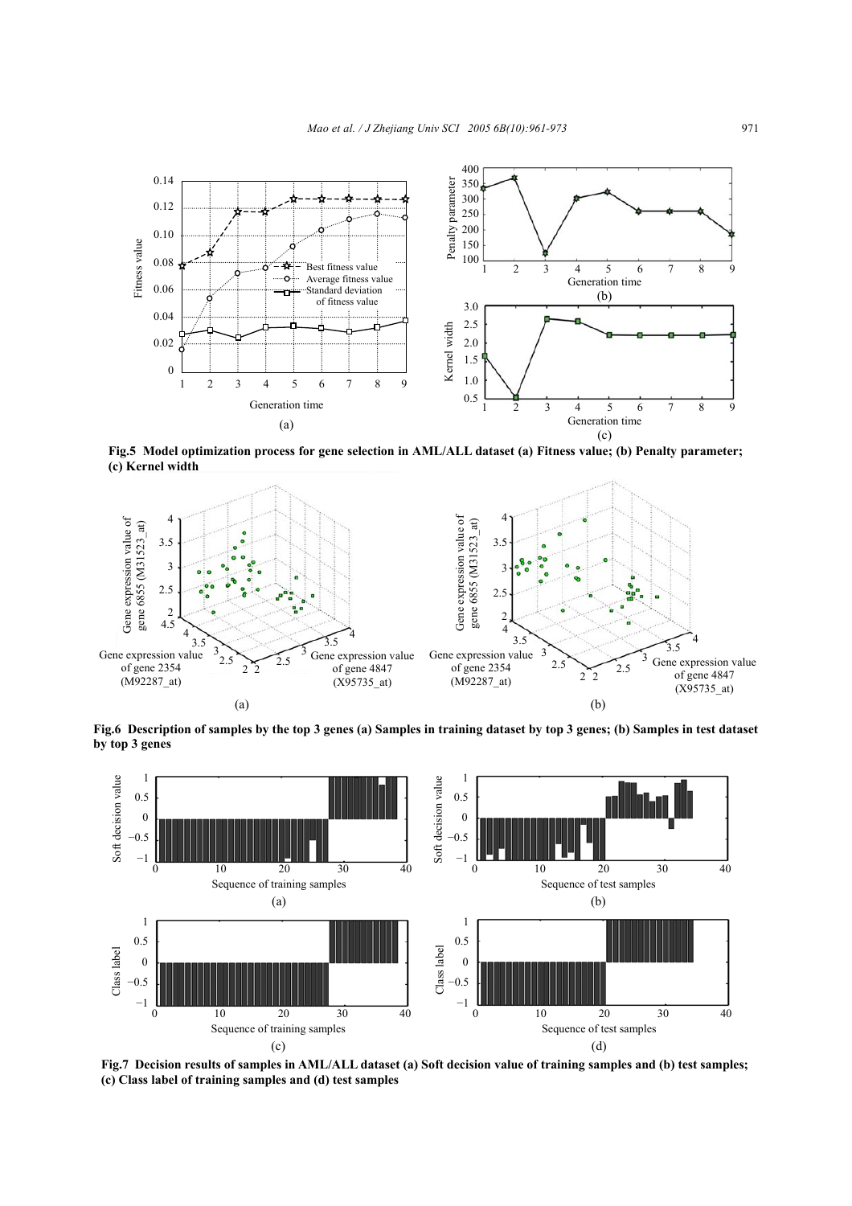**Fig.5 Model optimization process for gene selection in AML/ALL dataset (a) Fitness value; (b) Penalty parameter; (c) Kernel width**

**Fig.6 Description of samples by the top 3 genes (a) Samples in training dataset by top 3 genes; (b) Samples in test dataset by top 3 genes**

**Fig.7 Decision results of samples in AML/ALL dataset (a) Soft decision value of training samples and (b) test samples; (c) Class label of training samples and (d) test samples**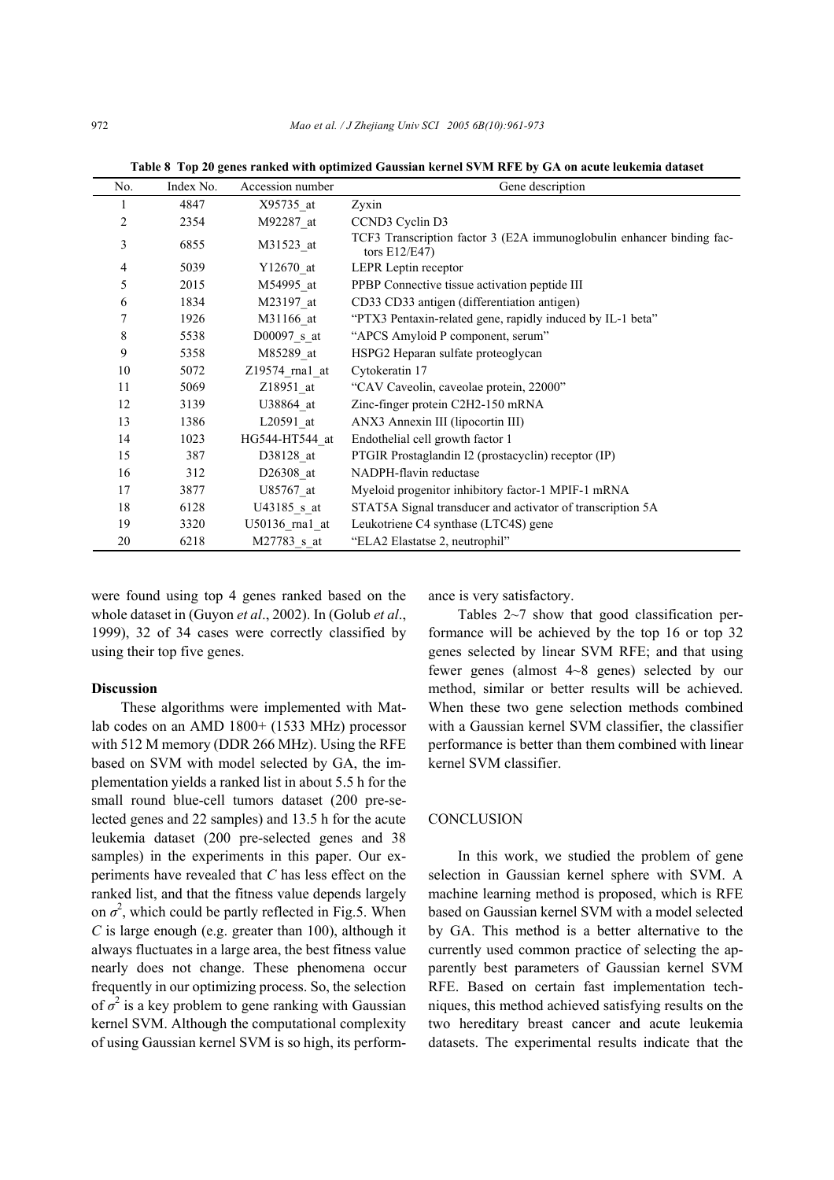**Table 8 Top 20 genes ranked with optimized Gaussian kernel SVM RFE by GA on acute leukemia dataset**

| No. | Index No. | Accession number | Gene description |
|---|---|---|---|
| 1 | 4847 | X95735_at | Zyxin |
| 2 | 2354 | M92287_at | CCND3 Cyclin D3 |
| 3 | 6855 | M31523_at | TCF3 Transcription factor 3 (E2A immunoglobulin enhancer binding factors E12/E47) |
| 4 | 5039 | Y12670_at | LEPR Leptin receptor |
| 5 | 2015 | M54995_at | PPBP Connective tissue activation peptide III |
| 6 | 1834 | M23197_at | CD33 CD33 antigen (differentiation antigen) |
| 7 | 1926 | M31166_at | "PTX3 Pentaxin-related gene, rapidly induced by IL-1 beta" |
| 8 | 5538 | D00097_s_at | "APCS Amyloid P component, serum" |
| 9 | 5358 | M85289_at | HSPG2 Heparan sulfate proteoglycan |
| 10 | 5072 | Z19574_rna1_at | Cytokeratin 17 |
| 11 | 5069 | Z18951_at | "CAV Caveolin, caveolae protein, 22000" |
| 12 | 3139 | U38864_at | Zinc-finger protein C2H2-150 mRNA |
| 13 | 1386 | L20591_at | ANX3 Annexin III (lipocortin III) |
| 14 | 1023 | HG544-HT544_at | Endothelial cell growth factor 1 |
| 15 | 387 | D38128_at | PTGIR Prostaglandin I2 (prostacyclin) receptor (IP) |
| 16 | 312 | D26308_at | NADPH-flavin reductase |
| 17 | 3877 | U85767_at | Myeloid progenitor inhibitory factor-1 MPIF-1 mRNA |
| 18 | 6128 | U43185_s_at | STAT5A Signal transducer and activator of transcription 5A |
| 19 | 3320 | U50136_rna1_at | Leukotriene C4 synthase (LTC4S) gene |
| 20 | 6218 | M27783_s_at | "ELA2 Elastatse 2, neutrophil" |

were found using top 4 genes ranked based on the whole dataset in (Guyon *et al*., 2002). In (Golub *et al*., 1999), 32 of 34 cases were correctly classified by using their top five genes.

**Discussion**

These algorithms were implemented with Matlab codes on an AMD 1800+ (1533 MHz) processor with 512 M memory (DDR 266 MHz). Using the RFE based on SVM with model selected by GA, the implementation yields a ranked list in about 5.5 h for the small round blue-cell tumors dataset (200 pre-selected genes and 22 samples) and 13.5 h for the acute leukemia dataset (200 pre-selected genes and 38 samples) in the experiments in this paper. Our experiments have revealed that *C* has less effect on the ranked list, and that the fitness value depends largely on $\sigma^2$, which could be partly reflected in Fig.5. When *C* is large enough (e.g. greater than 100), although it always fluctuates in a large area, the best fitness value nearly does not change. These phenomena occur frequently in our optimizing process. So, the selection of $\sigma^2$ is a key problem to gene ranking with Gaussian kernel SVM. Although the computational complexity of using Gaussian kernel SVM is so high, its performance is very satisfactory.

Tables 2~7 show that good classification performance will be achieved by the top 16 or top 32 genes selected by linear SVM RFE; and that using fewer genes (almost 4~8 genes) selected by our method, similar or better results will be achieved. When these two gene selection methods combined with a Gaussian kernel SVM classifier, the classifier performance is better than them combined with linear kernel SVM classifier.

## CONCLUSION

In this work, we studied the problem of gene selection in Gaussian kernel sphere with SVM. A machine learning method is proposed, which is RFE based on Gaussian kernel SVM with a model selected by GA. This method is a better alternative to the currently used common practice of selecting the apparently best parameters of Gaussian kernel SVM RFE. Based on certain fast implementation techniques, this method achieved satisfying results on the two hereditary breast cancer and acute leukemia datasets. The experimental results indicate that the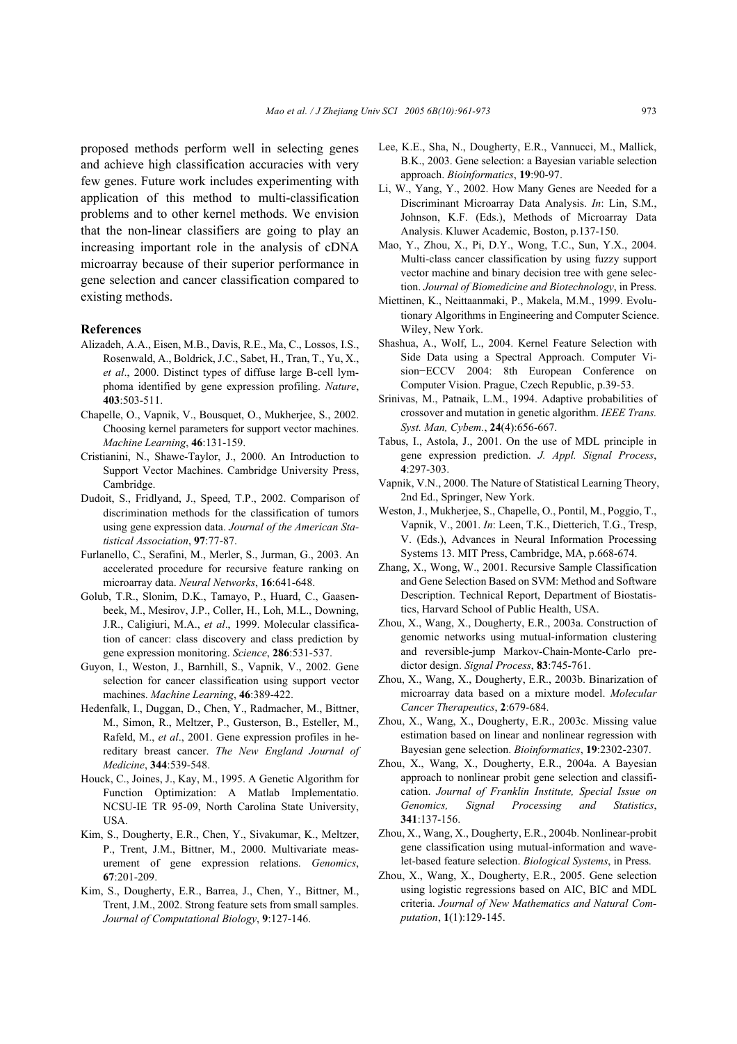proposed methods perform well in selecting genes and achieve high classification accuracies with very few genes. Future work includes experimenting with application of this method to multi-classification problems and to other kernel methods. We envision that the non-linear classifiers are going to play an increasing important role in the analysis of cDNA microarray because of their superior performance in gene selection and cancer classification compared to existing methods.

## References

Alizadeh, A.A., Eisen, M.B., Davis, R.E., Ma, C., Lossos, I.S., Rosenwald, A., Boldrick, J.C., Sabet, H., Tran, T., Yu, X., *et al*., 2000. Distinct types of diffuse large B-cell lymphoma identified by gene expression profiling. *Nature*, **403**:503-511.

Chapelle, O., Vapnik, V., Bousquet, O., Mukherjee, S., 2002. Choosing kernel parameters for support vector machines. *Machine Learning*, **46**:131-159.

Cristianini, N., Shawe-Taylor, J., 2000. An Introduction to Support Vector Machines. Cambridge University Press, Cambridge.

Dudoit, S., Fridlyand, J., Speed, T.P., 2002. Comparison of discrimination methods for the classification of tumors using gene expression data. *Journal of the American Statistical Association*, **97**:77-87.

Furlanello, C., Serafini, M., Merler, S., Jurman, G., 2003. An accelerated procedure for recursive feature ranking on microarray data. *Neural Networks*, **16**:641-648.

Golub, T.R., Slonim, D.K., Tamayo, P., Huard, C., Gaasenbeek, M., Mesirov, J.P., Coller, H., Loh, M.L., Downing, J.R., Caligiuri, M.A., *et al*., 1999. Molecular classification of cancer: class discovery and class prediction by gene expression monitoring. *Science*, **286**:531-537.

Guyon, I., Weston, J., Barnhill, S., Vapnik, V., 2002. Gene selection for cancer classification using support vector machines. *Machine Learning*, **46**:389-422.

Hedenfalk, I., Duggan, D., Chen, Y., Radmacher, M., Bittner, M., Simon, R., Meltzer, P., Gusterson, B., Esteller, M., Rafeld, M., *et al*., 2001. Gene expression profiles in hereditary breast cancer. *The New England Journal of Medicine*, **344**:539-548.

Houck, C., Joines, J., Kay, M., 1995. A Genetic Algorithm for Function Optimization: A Matlab Implementatio. NCSU-IE TR 95-09, North Carolina State University, USA.

Kim, S., Dougherty, E.R., Chen, Y., Sivakumar, K., Meltzer, P., Trent, J.M., Bittner, M., 2000. Multivariate measurement of gene expression relations. *Genomics*, **67**:201-209.

Kim, S., Dougherty, E.R., Barrea, J., Chen, Y., Bittner, M., Trent, J.M., 2002. Strong feature sets from small samples. *Journal of Computational Biology*, **9**:127-146.

Lee, K.E., Sha, N., Dougherty, E.R., Vannucci, M., Mallick, B.K., 2003. Gene selection: a Bayesian variable selection approach. *Bioinformatics*, **19**:90-97.

Li, W., Yang, Y., 2002. How Many Genes are Needed for a Discriminant Microarray Data Analysis. *In*: Lin, S.M., Johnson, K.F. (Eds.), Methods of Microarray Data Analysis. Kluwer Academic, Boston, p.137-150.

Mao, Y., Zhou, X., Pi, D.Y., Wong, T.C., Sun, Y.X., 2004. Multi-class cancer classification by using fuzzy support vector machine and binary decision tree with gene selection. *Journal of Biomedicine and Biotechnology*, in Press.

Miettinen, K., Neittaanmaki, P., Makela, M.M., 1999. Evolutionary Algorithms in Engineering and Computer Science. Wiley, New York.

Shashua, A., Wolf, L., 2004. Kernel Feature Selection with Side Data using a Spectral Approach. Computer Vision−ECCV 2004: 8th European Conference on Computer Vision. Prague, Czech Republic, p.39-53.

Srinivas, M., Patnaik, L.M., 1994. Adaptive probabilities of crossover and mutation in genetic algorithm. *IEEE Trans. Syst. Man, Cybem.*, **24**(4):656-667.

Tabus, I., Astola, J., 2001. On the use of MDL principle in gene expression prediction. *J. Appl. Signal Process*, **4**:297-303.

Vapnik, V.N., 2000. The Nature of Statistical Learning Theory, 2nd Ed., Springer, New York.

Weston, J., Mukherjee, S., Chapelle, O., Pontil, M., Poggio, T., Vapnik, V., 2001. *In*: Leen, T.K., Dietterich, T.G., Tresp, V. (Eds.), Advances in Neural Information Processing Systems 13. MIT Press, Cambridge, MA, p.668-674.

Zhang, X., Wong, W., 2001. Recursive Sample Classification and Gene Selection Based on SVM: Method and Software Description. Technical Report, Department of Biostatistics, Harvard School of Public Health, USA.

Zhou, X., Wang, X., Dougherty, E.R., 2003a. Construction of genomic networks using mutual-information clustering and reversible-jump Markov-Chain-Monte-Carlo predictor design. *Signal Process*, **83**:745-761.

Zhou, X., Wang, X., Dougherty, E.R., 2003b. Binarization of microarray data based on a mixture model. *Molecular Cancer Therapeutics*, **2**:679-684.

Zhou, X., Wang, X., Dougherty, E.R., 2003c. Missing value estimation based on linear and nonlinear regression with Bayesian gene selection. *Bioinformatics*, **19**:2302-2307.

Zhou, X., Wang, X., Dougherty, E.R., 2004a. A Bayesian approach to nonlinear probit gene selection and classification. *Journal of Franklin Institute, Special Issue on Genomics, Signal Processing and Statistics*, **341**:137-156.

Zhou, X., Wang, X., Dougherty, E.R., 2004b. Nonlinear-probit gene classification using mutual-information and wavelet-based feature selection. *Biological Systems*, in Press.

Zhou, X., Wang, X., Dougherty, E.R., 2005. Gene selection using logistic regressions based on AIC, BIC and MDL criteria. *Journal of New Mathematics and Natural Computation*, **1**(1):129-145.